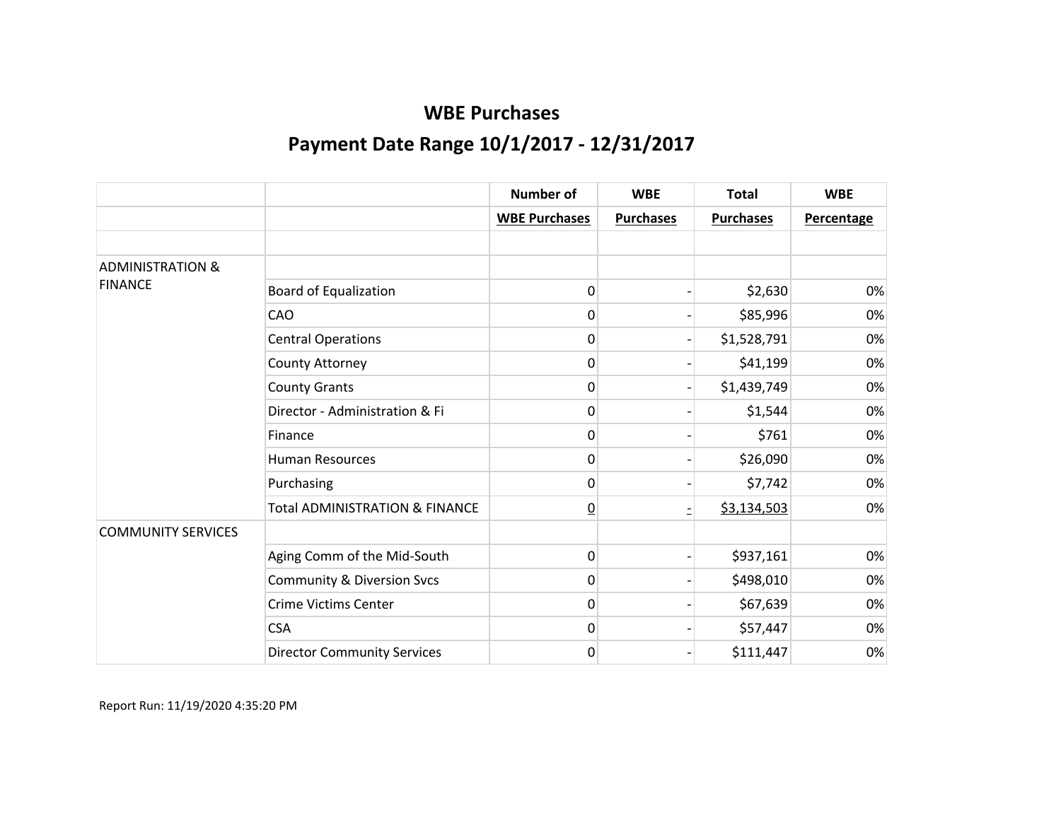# WBE Purchases

## Payment Date Range 10/1/2017 - 12/31/2017

| | | Number of | WBE | Total | WBE |
|---|---|---|---|---|---|
| | | WBE Purchases | Purchases | Purchases | Percentage |
| | | | | | |
| ADMINISTRATION & FINANCE | | | | | |
| | Board of Equalization | 0 | - | $2,630 | 0% |
| | CAO | 0 | - | $85,996 | 0% |
| | Central Operations | 0 | - | $1,528,791 | 0% |
| | County Attorney | 0 | - | $41,199 | 0% |
| | County Grants | 0 | - | $1,439,749 | 0% |
| | Director - Administration & Fi | 0 | - | $1,544 | 0% |
| | Finance | 0 | - | $761 | 0% |
| | Human Resources | 0 | - | $26,090 | 0% |
| | Purchasing | 0 | - | $7,742 | 0% |
| | Total ADMINISTRATION & FINANCE | 0 | - | $3,134,503 | 0% |
| COMMUNITY SERVICES | | | | | |
| | Aging Comm of the Mid-South | 0 | - | $937,161 | 0% |
| | Community & Diversion Svcs | 0 | - | $498,010 | 0% |
| | Crime Victims Center | 0 | - | $67,639 | 0% |
| | CSA | 0 | - | $57,447 | 0% |
| | Director Community Services | 0 | - | $111,447 | 0% |

Report Run: 11/19/2020 4:35:20 PM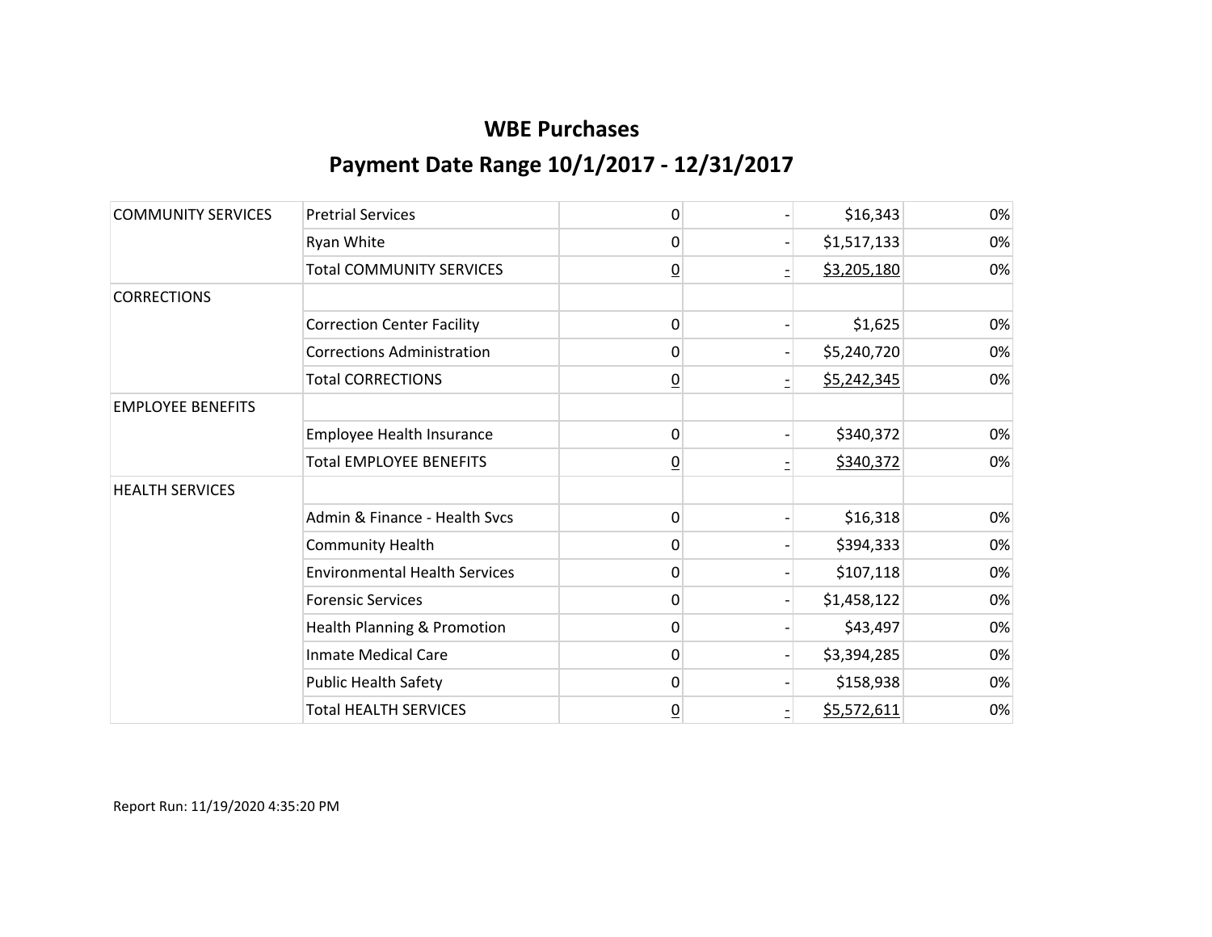## WBE Purchases

## Payment Date Range 10/1/2017 - 12/31/2017

| | | | | | |
|---|---|---|---|---|---|
| COMMUNITY SERVICES | Pretrial Services | 0 | - | $16,343 | 0% |
| | Ryan White | 0 | - | $1,517,133 | 0% |
| | Total COMMUNITY SERVICES | 0 | - | $3,205,180 | 0% |
| CORRECTIONS | | | | | |
| | Correction Center Facility | 0 | - | $1,625 | 0% |
| | Corrections Administration | 0 | - | $5,240,720 | 0% |
| | Total CORRECTIONS | 0 | - | $5,242,345 | 0% |
| EMPLOYEE BENEFITS | | | | | |
| | Employee Health Insurance | 0 | - | $340,372 | 0% |
| | Total EMPLOYEE BENEFITS | 0 | - | $340,372 | 0% |
| HEALTH SERVICES | | | | | |
| | Admin & Finance - Health Svcs | 0 | - | $16,318 | 0% |
| | Community Health | 0 | - | $394,333 | 0% |
| | Environmental Health Services | 0 | - | $107,118 | 0% |
| | Forensic Services | 0 | - | $1,458,122 | 0% |
| | Health Planning & Promotion | 0 | - | $43,497 | 0% |
| | Inmate Medical Care | 0 | - | $3,394,285 | 0% |
| | Public Health Safety | 0 | - | $158,938 | 0% |
| | Total HEALTH SERVICES | 0 | - | $5,572,611 | 0% |

Report Run: 11/19/2020 4:35:20 PM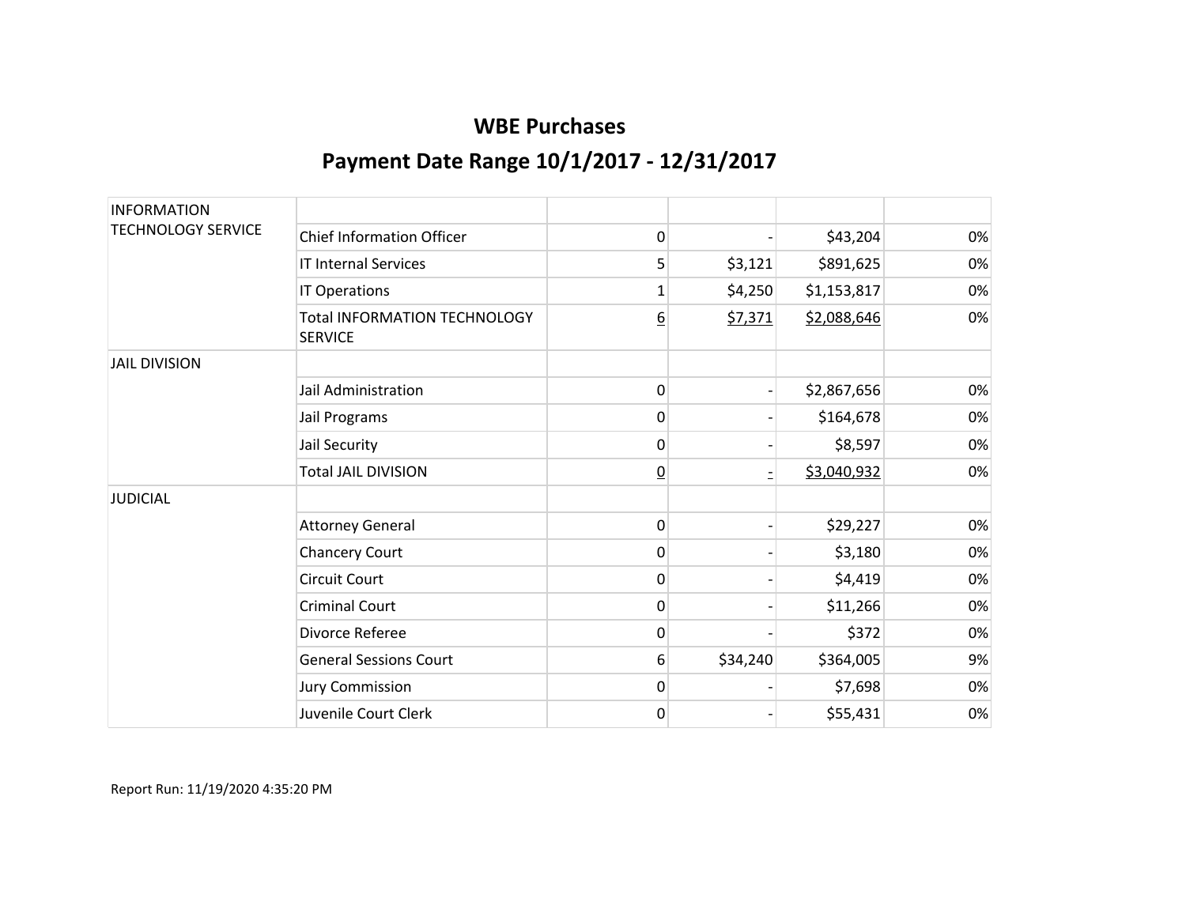# WBE Purchases

## Payment Date Range 10/1/2017 - 12/31/2017

| | | | | | |
|---|---|---|---|---|---|
| INFORMATION TECHNOLOGY SERVICE | | | | | |
| | Chief Information Officer | 0 | - | $43,204 | 0% |
| | IT Internal Services | 5 | $3,121 | $891,625 | 0% |
| | IT Operations | 1 | $4,250 | $1,153,817 | 0% |
| | Total INFORMATION TECHNOLOGY SERVICE | 6 | $7,371 | $2,088,646 | 0% |
| JAIL DIVISION | | | | | |
| | Jail Administration | 0 | - | $2,867,656 | 0% |
| | Jail Programs | 0 | - | $164,678 | 0% |
| | Jail Security | 0 | - | $8,597 | 0% |
| | Total JAIL DIVISION | 0 | - | $3,040,932 | 0% |
| JUDICIAL | | | | | |
| | Attorney General | 0 | - | $29,227 | 0% |
| | Chancery Court | 0 | - | $3,180 | 0% |
| | Circuit Court | 0 | - | $4,419 | 0% |
| | Criminal Court | 0 | - | $11,266 | 0% |
| | Divorce Referee | 0 | - | $372 | 0% |
| | General Sessions Court | 6 | $34,240 | $364,005 | 9% |
| | Jury Commission | 0 | - | $7,698 | 0% |
| | Juvenile Court Clerk | 0 | - | $55,431 | 0% |

Report Run: 11/19/2020 4:35:20 PM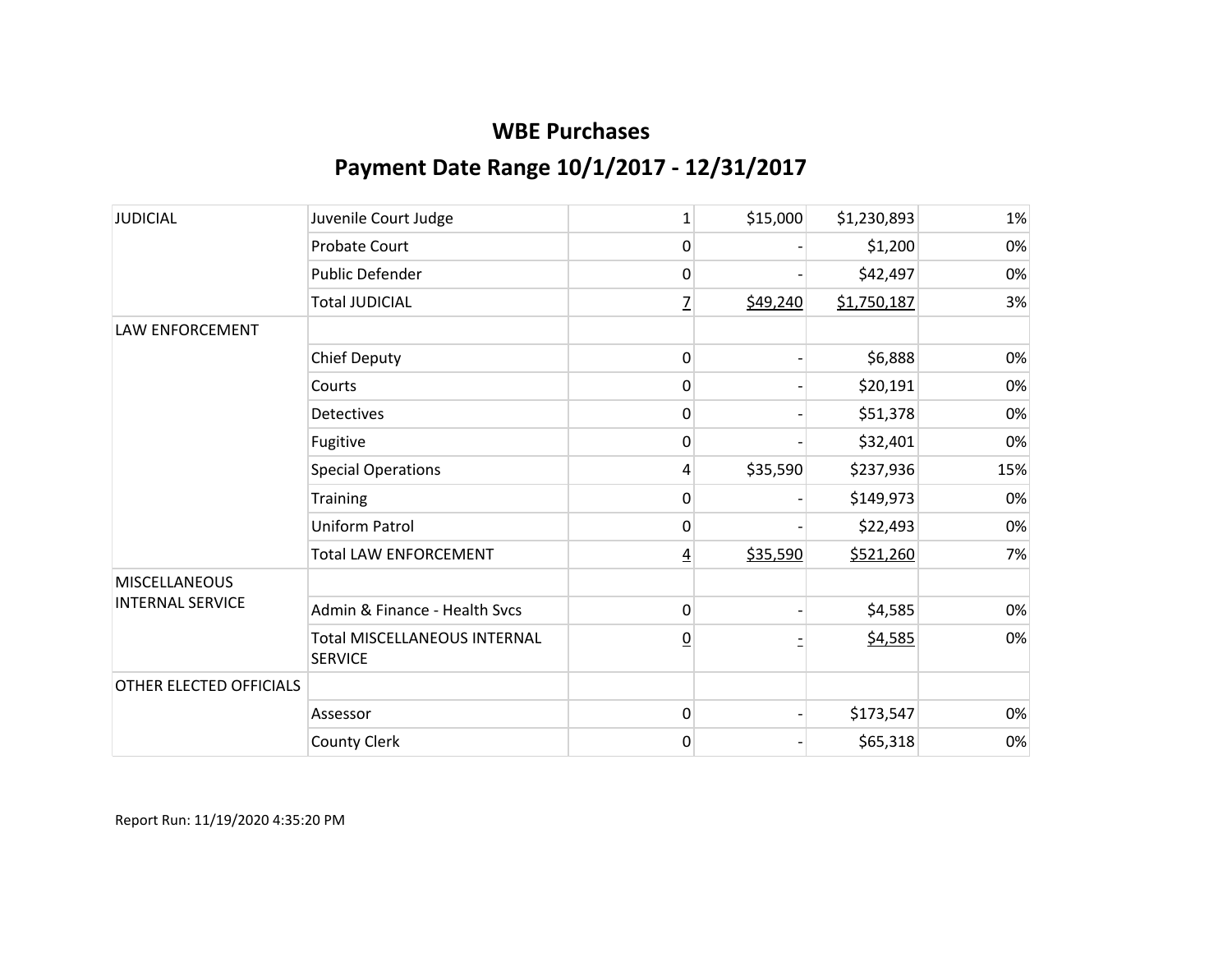## WBE Purchases

## Payment Date Range 10/1/2017 - 12/31/2017

| | | | | | |
|---|---|---|---|---|---|
| JUDICIAL | Juvenile Court Judge | 1 | $15,000 | $1,230,893 | 1% |
| | Probate Court | 0 | - | $1,200 | 0% |
| | Public Defender | 0 | - | $42,497 | 0% |
| | Total JUDICIAL | 7 | $49,240 | $1,750,187 | 3% |
| LAW ENFORCEMENT | | | | | |
| | Chief Deputy | 0 | - | $6,888 | 0% |
| | Courts | 0 | - | $20,191 | 0% |
| | Detectives | 0 | - | $51,378 | 0% |
| | Fugitive | 0 | - | $32,401 | 0% |
| | Special Operations | 4 | $35,590 | $237,936 | 15% |
| | Training | 0 | - | $149,973 | 0% |
| | Uniform Patrol | 0 | - | $22,493 | 0% |
| | Total LAW ENFORCEMENT | 4 | $35,590 | $521,260 | 7% |
| MISCELLANEOUS INTERNAL SERVICE | | | | | |
| | Admin & Finance - Health Svcs | 0 | - | $4,585 | 0% |
| | Total MISCELLANEOUS INTERNAL SERVICE | 0 | - | $4,585 | 0% |
| OTHER ELECTED OFFICIALS | | | | | |
| | Assessor | 0 | - | $173,547 | 0% |
| | County Clerk | 0 | - | $65,318 | 0% |

Report Run: 11/19/2020 4:35:20 PM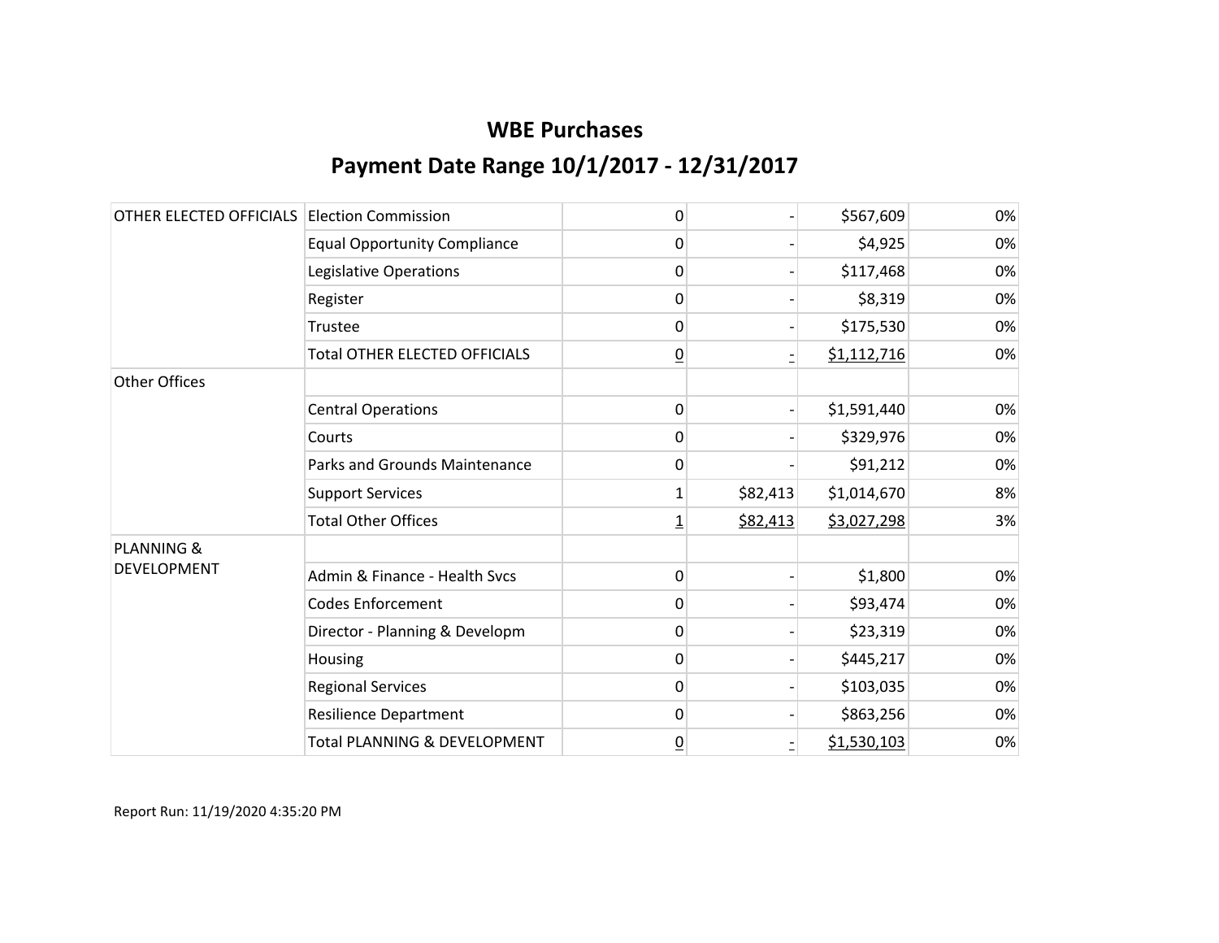# WBE Purchases

## Payment Date Range 10/1/2017 - 12/31/2017

| | | | | | |
|---|---|---|---|---|---|
| OTHER ELECTED OFFICIALS | Election Commission | 0 | - | $567,609 | 0% |
| | Equal Opportunity Compliance | 0 | - | $4,925 | 0% |
| | Legislative Operations | 0 | - | $117,468 | 0% |
| | Register | 0 | - | $8,319 | 0% |
| | Trustee | 0 | - | $175,530 | 0% |
| | Total OTHER ELECTED OFFICIALS | 0 | - | $1,112,716 | 0% |
| Other Offices | | | | | |
| | Central Operations | 0 | - | $1,591,440 | 0% |
| | Courts | 0 | - | $329,976 | 0% |
| | Parks and Grounds Maintenance | 0 | - | $91,212 | 0% |
| | Support Services | 1 | $82,413 | $1,014,670 | 8% |
| | Total Other Offices | 1 | $82,413 | $3,027,298 | 3% |
| PLANNING & DEVELOPMENT | | | | | |
| | Admin & Finance - Health Svcs | 0 | - | $1,800 | 0% |
| | Codes Enforcement | 0 | - | $93,474 | 0% |
| | Director - Planning & Developm | 0 | - | $23,319 | 0% |
| | Housing | 0 | - | $445,217 | 0% |
| | Regional Services | 0 | - | $103,035 | 0% |
| | Resilience Department | 0 | - | $863,256 | 0% |
| | Total PLANNING & DEVELOPMENT | 0 | - | $1,530,103 | 0% |

Report Run: 11/19/2020 4:35:20 PM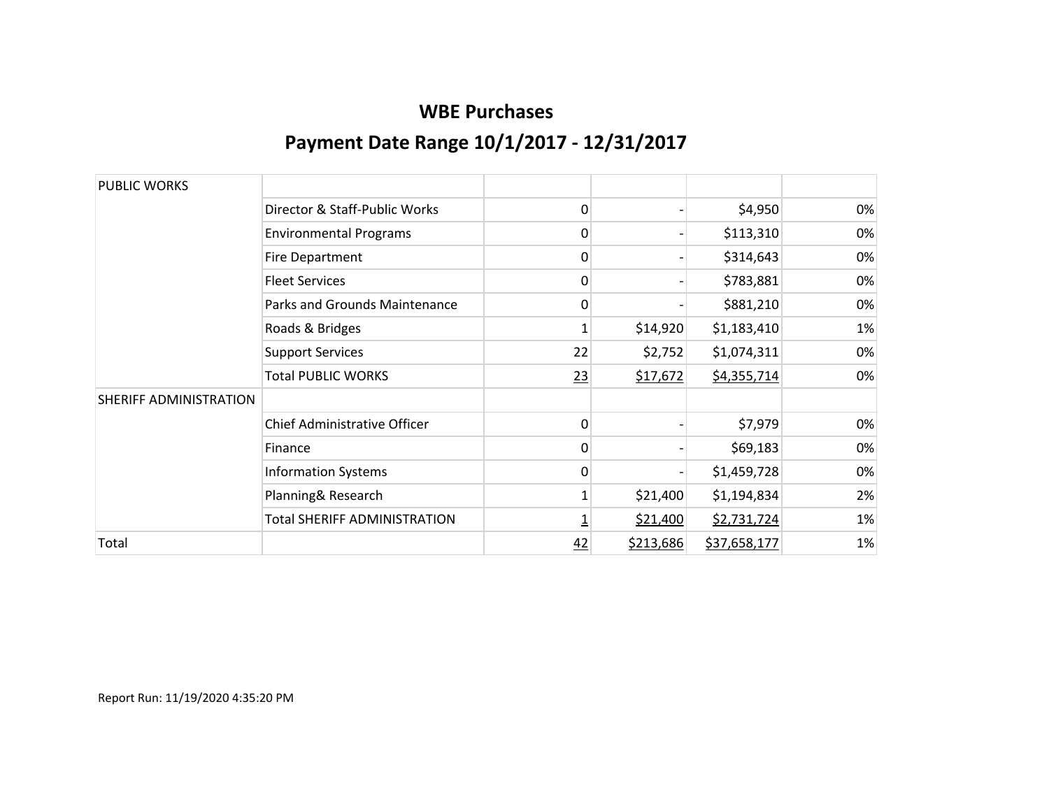## WBE Purchases

## Payment Date Range 10/1/2017 - 12/31/2017

| | | | | | |
|---|---|---|---|---|---|
| PUBLIC WORKS | | | | | |
| | Director & Staff-Public Works | 0 | - | $4,950 | 0% |
| | Environmental Programs | 0 | - | $113,310 | 0% |
| | Fire Department | 0 | - | $314,643 | 0% |
| | Fleet Services | 0 | - | $783,881 | 0% |
| | Parks and Grounds Maintenance | 0 | - | $881,210 | 0% |
| | Roads & Bridges | 1 | $14,920 | $1,183,410 | 1% |
| | Support Services | 22 | $2,752 | $1,074,311 | 0% |
| | Total PUBLIC WORKS | 23 | $17,672 | $4,355,714 | 0% |
| SHERIFF ADMINISTRATION | | | | | |
| | Chief Administrative Officer | 0 | - | $7,979 | 0% |
| | Finance | 0 | - | $69,183 | 0% |
| | Information Systems | 0 | - | $1,459,728 | 0% |
| | Planning& Research | 1 | $21,400 | $1,194,834 | 2% |
| | Total SHERIFF ADMINISTRATION | 1 | $21,400 | $2,731,724 | 1% |
| Total | | 42 | $213,686 | $37,658,177 | 1% |

Report Run: 11/19/2020 4:35:20 PM